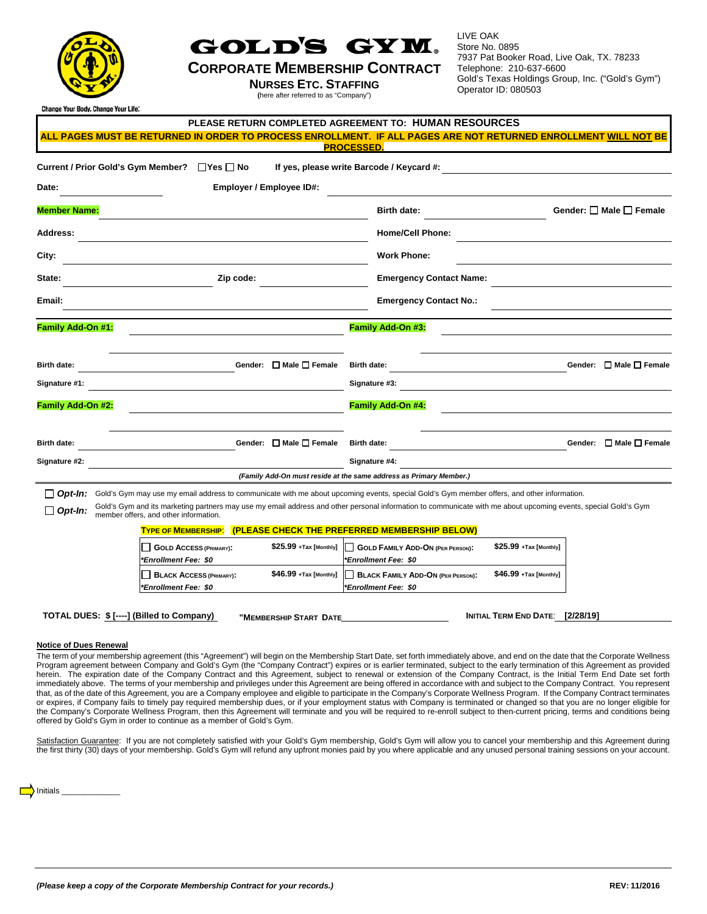Change Your Body. Change Your Life.

# GOLD'S GYM.

## CORPORATE MEMBERSHIP CONTRACT

### NURSES ETC. STAFFING

(here after referred to as "Company")

LIVE OAK
Store No. 0895
7937 Pat Booker Road, Live Oak, TX. 78233
Telephone: 210-637-6600
Gold's Texas Holdings Group, Inc. ("Gold's Gym")
Operator ID: 080503

**PLEASE RETURN COMPLETED AGREEMENT TO: HUMAN RESOURCES**

**ALL PAGES MUST BE RETURNED IN ORDER TO PROCESS ENROLLMENT. IF ALL PAGES ARE NOT RETURNED ENROLLMENT WILL NOT BE PROCESSED.**

**Current / Prior Gold's Gym Member?** ☐ Yes ☐ No **If yes, please write Barcode / Keycard #:** ____________

**Date:** ____________ **Employer / Employee ID#:** ____________

**Member Name:** ____________ **Birth date:** ____________ **Gender:** ☐ Male ☐ Female

**Address:** ____________ **Home/Cell Phone:** ____________

**City:** ____________ **Work Phone:** ____________

**State:** ____________ **Zip code:** ____________ **Emergency Contact Name:** ____________

**Email:** ____________ **Emergency Contact No.:** ____________

**Family Add-On #1:** ____________
**Birth date:** ____________ **Gender:** ☐ Male ☐ Female
**Signature #1:** ____________

**Family Add-On #2:** ____________
**Birth date:** ____________ **Gender:** ☐ Male ☐ Female
**Signature #2:** ____________

**Family Add-On #3:** ____________
**Birth date:** ____________ **Gender:** ☐ Male ☐ Female
**Signature #3:** ____________

**Family Add-On #4:** ____________
**Birth date:** ____________ **Gender:** ☐ Male ☐ Female
**Signature #4:** ____________

*(Family Add-On must reside at the same address as Primary Member.)*

☐ ***Opt-In:*** Gold's Gym may use my email address to communicate with me about upcoming events, special Gold's Gym member offers, and other information.

☐ ***Opt-In:*** Gold's Gym and its marketing partners may use my email address and other personal information to communicate with me about upcoming events, special Gold's Gym member offers, and other information.

**TYPE OF MEMBERSHIP: (PLEASE CHECK THE PREFERRED MEMBERSHIP BELOW)**

| | | | |
|---|---|---|---|
| ☐ **GOLD ACCESS (PRIMARY):** *\*Enrollment Fee: $0* | **$25.99** +Tax [Monthly] | ☐ **GOLD FAMILY ADD-ON (PER PERSON):** *\*Enrollment Fee: $0* | **$25.99** +Tax [Monthly] |
| ☐ **BLACK ACCESS (PRIMARY):** *\*Enrollment Fee: $0* | **$46.99** +Tax [Monthly] | ☐ **BLACK FAMILY ADD-ON (PER PERSON):** *\*Enrollment Fee: $0* | **$46.99** +Tax [Monthly] |

**TOTAL DUES: $ [----] (Billed to Company)** **"MEMBERSHIP START DATE** ____________ **INITIAL TERM END DATE: [2/28/19]**

**Notice of Dues Renewal**

The term of your membership agreement (this "Agreement") will begin on the Membership Start Date, set forth immediately above, and end on the date that the Corporate Wellness Program agreement between Company and Gold's Gym (the "Company Contract") expires or is earlier terminated, subject to the early termination of this Agreement as provided herein. The expiration date of the Company Contract and this Agreement, subject to renewal or extension of the Company Contract, is the Initial Term End Date set forth immediately above. The terms of your membership and privileges under this Agreement are being offered in accordance with and subject to the Company Contract. You represent that, as of the date of this Agreement, you are a Company employee and eligible to participate in the Company's Corporate Wellness Program. If the Company Contract terminates or expires, if Company fails to timely pay required membership dues, or if your employment status with Company is terminated or changed so that you are no longer eligible for the Company's Corporate Wellness Program, then this Agreement will terminate and you will be required to re-enroll subject to then-current pricing, terms and conditions being offered by Gold's Gym in order to continue as a member of Gold's Gym.

Satisfaction Guarantee: If you are not completely satisfied with your Gold's Gym membership, Gold's Gym will allow you to cancel your membership and this Agreement during the first thirty (30) days of your membership. Gold's Gym will refund any upfront monies paid by you where applicable and any unused personal training sessions on your account.

Initials ____________

*(Please keep a copy of the Corporate Membership Contract for your records.)* **REV: 11/2016**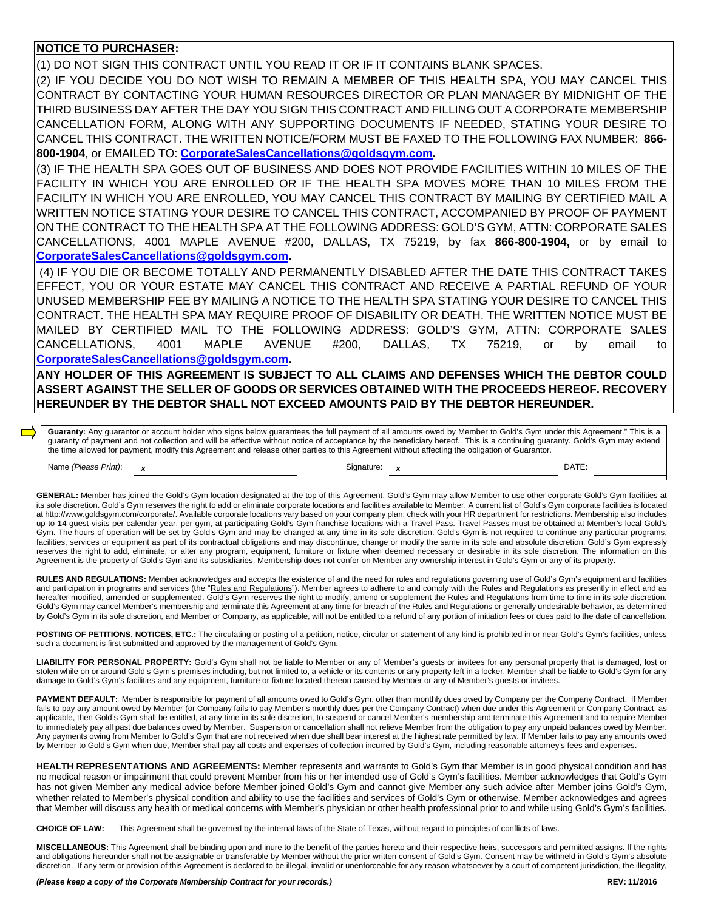**NOTICE TO PURCHASER:**

(1) DO NOT SIGN THIS CONTRACT UNTIL YOU READ IT OR IF IT CONTAINS BLANK SPACES.

(2) IF YOU DECIDE YOU DO NOT WISH TO REMAIN A MEMBER OF THIS HEALTH SPA, YOU MAY CANCEL THIS CONTRACT BY CONTACTING YOUR HUMAN RESOURCES DIRECTOR OR PLAN MANAGER BY MIDNIGHT OF THE THIRD BUSINESS DAY AFTER THE DAY YOU SIGN THIS CONTRACT AND FILLING OUT A CORPORATE MEMBERSHIP CANCELLATION FORM, ALONG WITH ANY SUPPORTING DOCUMENTS IF NEEDED, STATING YOUR DESIRE TO CANCEL THIS CONTRACT. THE WRITTEN NOTICE/FORM MUST BE FAXED TO THE FOLLOWING FAX NUMBER: **866-800-1904**, or EMAILED TO: **CorporateSalesCancellations@goldsgym.com.**

(3) IF THE HEALTH SPA GOES OUT OF BUSINESS AND DOES NOT PROVIDE FACILITIES WITHIN 10 MILES OF THE FACILITY IN WHICH YOU ARE ENROLLED OR IF THE HEALTH SPA MOVES MORE THAN 10 MILES FROM THE FACILITY IN WHICH YOU ARE ENROLLED, YOU MAY CANCEL THIS CONTRACT BY MAILING BY CERTIFIED MAIL A WRITTEN NOTICE STATING YOUR DESIRE TO CANCEL THIS CONTRACT, ACCOMPANIED BY PROOF OF PAYMENT ON THE CONTRACT TO THE HEALTH SPA AT THE FOLLOWING ADDRESS: GOLD'S GYM, ATTN: CORPORATE SALES CANCELLATIONS, 4001 MAPLE AVENUE #200, DALLAS, TX 75219, by fax **866-800-1904,** or by email to **CorporateSalesCancellations@goldsgym.com.**

(4) IF YOU DIE OR BECOME TOTALLY AND PERMANENTLY DISABLED AFTER THE DATE THIS CONTRACT TAKES EFFECT, YOU OR YOUR ESTATE MAY CANCEL THIS CONTRACT AND RECEIVE A PARTIAL REFUND OF YOUR UNUSED MEMBERSHIP FEE BY MAILING A NOTICE TO THE HEALTH SPA STATING YOUR DESIRE TO CANCEL THIS CONTRACT. THE HEALTH SPA MAY REQUIRE PROOF OF DISABILITY OR DEATH. THE WRITTEN NOTICE MUST BE MAILED BY CERTIFIED MAIL TO THE FOLLOWING ADDRESS: GOLD'S GYM, ATTN: CORPORATE SALES CANCELLATIONS, 4001 MAPLE AVENUE #200, DALLAS, TX 75219, or by email to **CorporateSalesCancellations@goldsgym.com.**

**ANY HOLDER OF THIS AGREEMENT IS SUBJECT TO ALL CLAIMS AND DEFENSES WHICH THE DEBTOR COULD ASSERT AGAINST THE SELLER OF GOODS OR SERVICES OBTAINED WITH THE PROCEEDS HEREOF. RECOVERY HEREUNDER BY THE DEBTOR SHALL NOT EXCEED AMOUNTS PAID BY THE DEBTOR HEREUNDER.**

**Guaranty:** Any guarantor or account holder who signs below guarantees the full payment of all amounts owed by Member to Gold's Gym under this Agreement." This is a guaranty of payment and not collection and will be effective without notice of acceptance by the beneficiary hereof. This is a continuing guaranty. Gold's Gym may extend the time allowed for payment, modify this Agreement and release other parties to this Agreement without affecting the obligation of Guarantor.

Name *(Please Print)*: ***x*** ____________________ Signature: ***x*** ____________________ DATE: ____________

**GENERAL:** Member has joined the Gold's Gym location designated at the top of this Agreement. Gold's Gym may allow Member to use other corporate Gold's Gym facilities at its sole discretion. Gold's Gym reserves the right to add or eliminate corporate locations and facilities available to Member. A current list of Gold's Gym corporate facilities is located at http://www.goldsgym.com/corporate/. Available corporate locations vary based on your company plan; check with your HR department for restrictions. Membership also includes up to 14 guest visits per calendar year, per gym, at participating Gold's Gym franchise locations with a Travel Pass. Travel Passes must be obtained at Member's local Gold's Gym. The hours of operation will be set by Gold's Gym and may be changed at any time in its sole discretion. Gold's Gym is not required to continue any particular programs, facilities, services or equipment as part of its contractual obligations and may discontinue, change or modify the same in its sole and absolute discretion. Gold's Gym expressly reserves the right to add, eliminate, or alter any program, equipment, furniture or fixture when deemed necessary or desirable in its sole discretion. The information on this Agreement is the property of Gold's Gym and its subsidiaries. Membership does not confer on Member any ownership interest in Gold's Gym or any of its property.

**RULES AND REGULATIONS:** Member acknowledges and accepts the existence of and the need for rules and regulations governing use of Gold's Gym's equipment and facilities and participation in programs and services (the "Rules and Regulations"). Member agrees to adhere to and comply with the Rules and Regulations as presently in effect and as hereafter modified, amended or supplemented. Gold's Gym reserves the right to modify, amend or supplement the Rules and Regulations from time to time in its sole discretion. Gold's Gym may cancel Member's membership and terminate this Agreement at any time for breach of the Rules and Regulations or generally undesirable behavior, as determined by Gold's Gym in its sole discretion, and Member or Company, as applicable, will not be entitled to a refund of any portion of initiation fees or dues paid to the date of cancellation.

**POSTING OF PETITIONS, NOTICES, ETC.:** The circulating or posting of a petition, notice, circular or statement of any kind is prohibited in or near Gold's Gym's facilities, unless such a document is first submitted and approved by the management of Gold's Gym.

**LIABILITY FOR PERSONAL PROPERTY:** Gold's Gym shall not be liable to Member or any of Member's guests or invitees for any personal property that is damaged, lost or stolen while on or around Gold's Gym's premises including, but not limited to, a vehicle or its contents or any property left in a locker. Member shall be liable to Gold's Gym for any damage to Gold's Gym's facilities and any equipment, furniture or fixture located thereon caused by Member or any of Member's guests or invitees.

**PAYMENT DEFAULT:** Member is responsible for payment of all amounts owed to Gold's Gym, other than monthly dues owed by Company per the Company Contract. If Member fails to pay any amount owed by Member (or Company fails to pay Member's monthly dues per the Company Contract) when due under this Agreement or Company Contract, as applicable, then Gold's Gym shall be entitled, at any time in its sole discretion, to suspend or cancel Member's membership and terminate this Agreement and to require Member to immediately pay all past due balances owed by Member. Suspension or cancellation shall not relieve Member from the obligation to pay any unpaid balances owed by Member. Any payments owing from Member to Gold's Gym that are not received when due shall bear interest at the highest rate permitted by law. If Member fails to pay any amounts owed by Member to Gold's Gym when due, Member shall pay all costs and expenses of collection incurred by Gold's Gym, including reasonable attorney's fees and expenses.

**HEALTH REPRESENTATIONS AND AGREEMENTS:** Member represents and warrants to Gold's Gym that Member is in good physical condition and has no medical reason or impairment that could prevent Member from his or her intended use of Gold's Gym's facilities. Member acknowledges that Gold's Gym has not given Member any medical advice before Member joined Gold's Gym and cannot give Member any such advice after Member joins Gold's Gym, whether related to Member's physical condition and ability to use the facilities and services of Gold's Gym or otherwise. Member acknowledges and agrees that Member will discuss any health or medical concerns with Member's physician or other health professional prior to and while using Gold's Gym's facilities.

**CHOICE OF LAW:** This Agreement shall be governed by the internal laws of the State of Texas, without regard to principles of conflicts of laws.

**MISCELLANEOUS:** This Agreement shall be binding upon and inure to the benefit of the parties hereto and their respective heirs, successors and permitted assigns. If the rights and obligations hereunder shall not be assignable or transferable by Member without the prior written consent of Gold's Gym. Consent may be withheld in Gold's Gym's absolute discretion. If any term or provision of this Agreement is declared to be illegal, invalid or unenforceable for any reason whatsoever by a court of competent jurisdiction, the illegality,

***(Please keep a copy of the Corporate Membership Contract for your records.)*** **REV: 11/2016**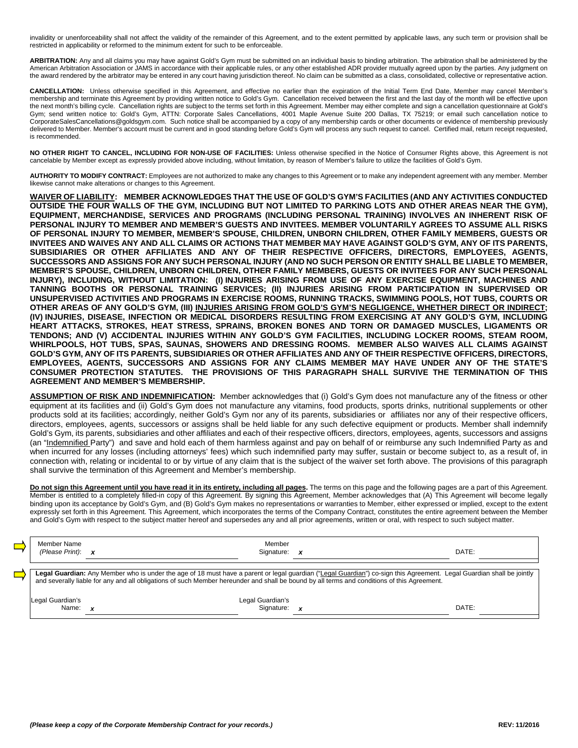invalidity or unenforceability shall not affect the validity of the remainder of this Agreement, and to the extent permitted by applicable laws, any such term or provision shall be restricted in applicability or reformed to the minimum extent for such to be enforceable.

**ARBITRATION:** Any and all claims you may have against Gold's Gym must be submitted on an individual basis to binding arbitration. The arbitration shall be administered by the American Arbitration Association or JAMS in accordance with their applicable rules, or any other established ADR provider mutually agreed upon by the parties. Any judgment on the award rendered by the arbitrator may be entered in any court having jurisdiction thereof. No claim can be submitted as a class, consolidated, collective or representative action.

**CANCELLATION:** Unless otherwise specified in this Agreement, and effective no earlier than the expiration of the Initial Term End Date, Member may cancel Member's membership and terminate this Agreement by providing written notice to Gold's Gym. Cancellation received between the first and the last day of the month will be effective upon the next month's billing cycle. Cancellation rights are subject to the terms set forth in this Agreement. Member may either complete and sign a cancellation questionnaire at Gold's Gym; send written notice to: Gold's Gym, ATTN: Corporate Sales Cancellations, 4001 Maple Avenue Suite 200 Dallas, TX 75219; or email such cancellation notice to CorporateSalesCancellations@goldsgym.com. Such notice shall be accompanied by a copy of any membership cards or other documents or evidence of membership previously delivered to Member. Member's account must be current and in good standing before Gold's Gym will process any such request to cancel. Certified mail, return receipt requested, is recommended.

**NO OTHER RIGHT TO CANCEL, INCLUDING FOR NON-USE OF FACILITIES:** Unless otherwise specified in the Notice of Consumer Rights above, this Agreement is not cancelable by Member except as expressly provided above including, without limitation, by reason of Member's failure to utilize the facilities of Gold's Gym.

**AUTHORITY TO MODIFY CONTRACT:** Employees are not authorized to make any changes to this Agreement or to make any independent agreement with any member. Member likewise cannot make alterations or changes to this Agreement.

**WAIVER OF LIABILITY: MEMBER ACKNOWLEDGES THAT THE USE OF GOLD'S GYM'S FACILITIES (AND ANY ACTIVITIES CONDUCTED OUTSIDE THE FOUR WALLS OF THE GYM, INCLUDING BUT NOT LIMITED TO PARKING LOTS AND OTHER AREAS NEAR THE GYM), EQUIPMENT, MERCHANDISE, SERVICES AND PROGRAMS (INCLUDING PERSONAL TRAINING) INVOLVES AN INHERENT RISK OF PERSONAL INJURY TO MEMBER AND MEMBER'S GUESTS AND INVITEES. MEMBER VOLUNTARILY AGREES TO ASSUME ALL RISKS OF PERSONAL INJURY TO MEMBER, MEMBER'S SPOUSE, CHILDREN, UNBORN CHILDREN, OTHER FAMILY MEMBERS, GUESTS OR INVITEES AND WAIVES ANY AND ALL CLAIMS OR ACTIONS THAT MEMBER MAY HAVE AGAINST GOLD'S GYM, ANY OF ITS PARENTS, SUBSIDIARIES OR OTHER AFFILIATES AND ANY OF THEIR RESPECTIVE OFFICERS, DIRECTORS, EMPLOYEES, AGENTS, SUCCESSORS AND ASSIGNS FOR ANY SUCH PERSONAL INJURY (AND NO SUCH PERSON OR ENTITY SHALL BE LIABLE TO MEMBER, MEMBER'S SPOUSE, CHILDREN, UNBORN CHILDREN, OTHER FAMILY MEMBERS, GUESTS OR INVITEES FOR ANY SUCH PERSONAL INJURY), INCLUDING, WITHOUT LIMITATION: (I) INJURIES ARISING FROM USE OF ANY EXERCISE EQUIPMENT, MACHINES AND TANNING BOOTHS OR PERSONAL TRAINING SERVICES; (II) INJURIES ARISING FROM PARTICIPATION IN SUPERVISED OR UNSUPERVISED ACTIVITIES AND PROGRAMS IN EXERCISE ROOMS, RUNNING TRACKS, SWIMMING POOLS, HOT TUBS, COURTS OR OTHER AREAS OF ANY GOLD'S GYM, (III) INJURIES ARISING FROM GOLD'S GYM'S NEGLIGENCE, WHETHER DIRECT OR INDIRECT; (IV) INJURIES, DISEASE, INFECTION OR MEDICAL DISORDERS RESULTING FROM EXERCISING AT ANY GOLD'S GYM, INCLUDING HEART ATTACKS, STROKES, HEAT STRESS, SPRAINS, BROKEN BONES AND TORN OR DAMAGED MUSCLES, LIGAMENTS OR TENDONS; AND (V) ACCIDENTAL INJURIES WITHIN ANY GOLD'S GYM FACILITIES, INCLUDING LOCKER ROOMS, STEAM ROOM, WHIRLPOOLS, HOT TUBS, SPAS, SAUNAS, SHOWERS AND DRESSING ROOMS. MEMBER ALSO WAIVES ALL CLAIMS AGAINST GOLD'S GYM, ANY OF ITS PARENTS, SUBSIDIARIES OR OTHER AFFILIATES AND ANY OF THEIR RESPECTIVE OFFICERS, DIRECTORS, EMPLOYEES, AGENTS, SUCCESSORS AND ASSIGNS FOR ANY CLAIMS MEMBER MAY HAVE UNDER ANY OF THE STATE'S CONSUMER PROTECTION STATUTES. THE PROVISIONS OF THIS PARAGRAPH SHALL SURVIVE THE TERMINATION OF THIS AGREEMENT AND MEMBER'S MEMBERSHIP.**

**ASSUMPTION OF RISK AND INDEMNIFICATION:** Member acknowledges that (i) Gold's Gym does not manufacture any of the fitness or other equipment at its facilities and (ii) Gold's Gym does not manufacture any vitamins, food products, sports drinks, nutritional supplements or other products sold at its facilities; accordingly, neither Gold's Gym nor any of its parents, subsidiaries or affiliates nor any of their respective officers, directors, employees, agents, successors or assigns shall be held liable for any such defective equipment or products. Member shall indemnify Gold's Gym, its parents, subsidiaries and other affiliates and each of their respective officers, directors, employees, agents, successors and assigns (an "Indemnified Party") and save and hold each of them harmless against and pay on behalf of or reimburse any such Indemnified Party as and when incurred for any losses (including attorneys' fees) which such indemnified party may suffer, sustain or become subject to, as a result of, in connection with, relating or incidental to or by virtue of any claim that is the subject of the waiver set forth above. The provisions of this paragraph shall survive the termination of this Agreement and Member's membership.

**Do not sign this Agreement until you have read it in its entirety, including all pages.** The terms on this page and the following pages are a part of this Agreement. Member is entitled to a completely filled-in copy of this Agreement. By signing this Agreement, Member acknowledges that (A) This Agreement will become legally binding upon its acceptance by Gold's Gym, and (B) Gold's Gym makes no representations or warranties to Member, either expressed or implied, except to the extent expressly set forth in this Agreement. This Agreement, which incorporates the terms of the Company Contract, constitutes the entire agreement between the Member and Gold's Gym with respect to the subject matter hereof and supersedes any and all prior agreements, written or oral, with respect to such subject matter.

| | | |
|---|---|---|
| Member Name *(Please Print)*: ***x*** | Member Signature: ***x*** | DATE: |

**Legal Guardian:** Any Member who is under the age of 18 must have a parent or legal guardian ("Legal Guardian") co-sign this Agreement. Legal Guardian shall be jointly and severally liable for any and all obligations of such Member hereunder and shall be bound by all terms and conditions of this Agreement.

| | | |
|---|---|---|
| Legal Guardian's Name: ***x*** | Legal Guardian's Signature: ***x*** | DATE: |

***(Please keep a copy of the Corporate Membership Contract for your records.)*** **REV: 11/2016**